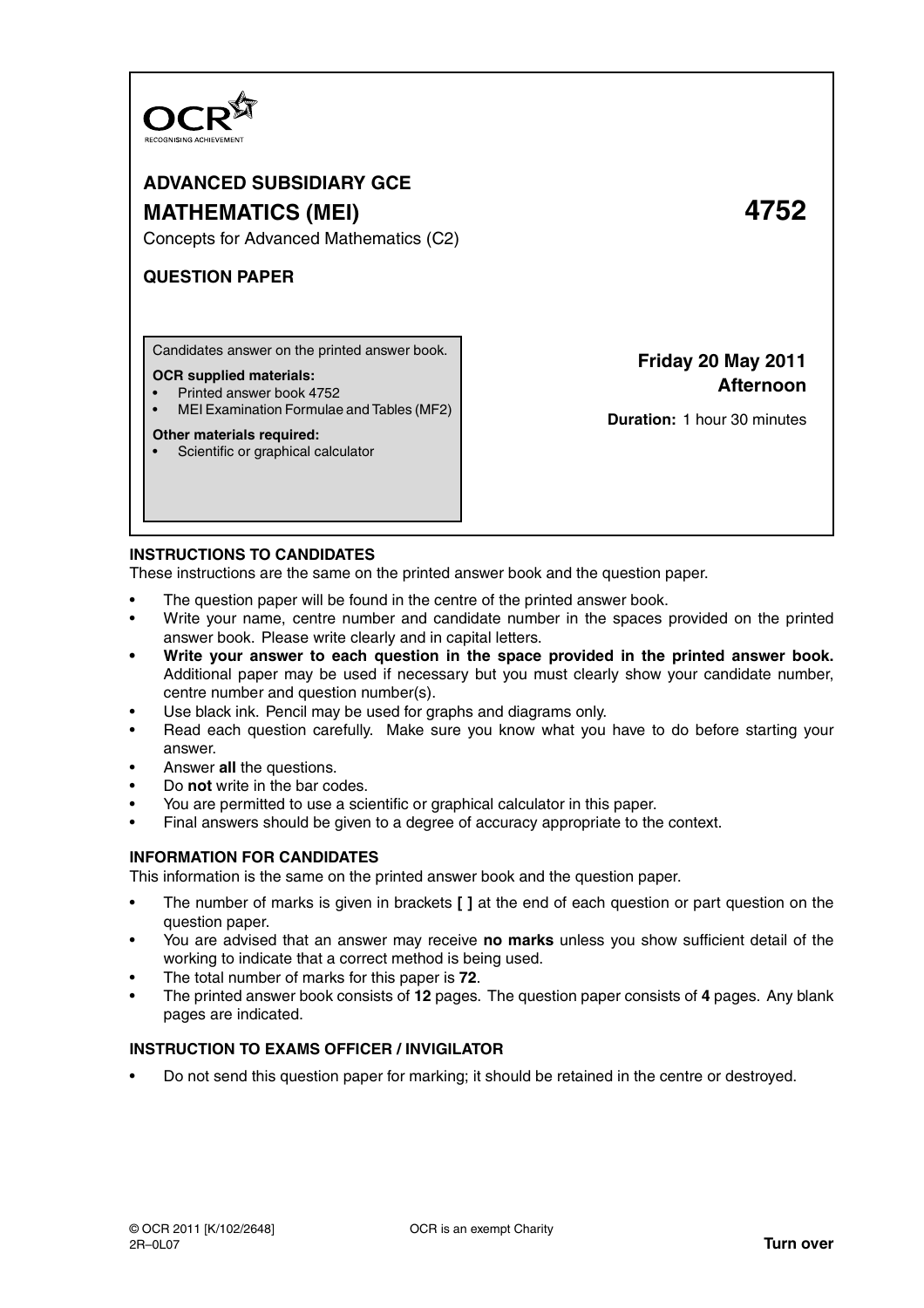OCR
RECOGNISING ACHIEVEMENT

# ADVANCED SUBSIDIARY GCE

# MATHEMATICS (MEI) 4752

Concepts for Advanced Mathematics (C2)

**QUESTION PAPER**

Candidates answer on the printed answer book.

**OCR supplied materials:**
- Printed answer book 4752
- MEI Examination Formulae and Tables (MF2)

**Other materials required:**
- Scientific or graphical calculator

**Friday 20 May 2011**
**Afternoon**

**Duration:** 1 hour 30 minutes

## INSTRUCTIONS TO CANDIDATES

These instructions are the same on the printed answer book and the question paper.

- The question paper will be found in the centre of the printed answer book.
- Write your name, centre number and candidate number in the spaces provided on the printed answer book. Please write clearly and in capital letters.
- **Write your answer to each question in the space provided in the printed answer book.** Additional paper may be used if necessary but you must clearly show your candidate number, centre number and question number(s).
- Use black ink. Pencil may be used for graphs and diagrams only.
- Read each question carefully. Make sure you know what you have to do before starting your answer.
- Answer **all** the questions.
- Do **not** write in the bar codes.
- You are permitted to use a scientific or graphical calculator in this paper.
- Final answers should be given to a degree of accuracy appropriate to the context.

## INFORMATION FOR CANDIDATES

This information is the same on the printed answer book and the question paper.

- The number of marks is given in brackets **[ ]** at the end of each question or part question on the question paper.
- You are advised that an answer may receive **no marks** unless you show sufficient detail of the working to indicate that a correct method is being used.
- The total number of marks for this paper is **72**.
- The printed answer book consists of **12** pages. The question paper consists of **4** pages. Any blank pages are indicated.

## INSTRUCTION TO EXAMS OFFICER / INVIGILATOR

- Do not send this question paper for marking; it should be retained in the centre or destroyed.

© OCR 2011 [K/102/2648] OCR is an exempt Charity
2R–0L07 **Turn over**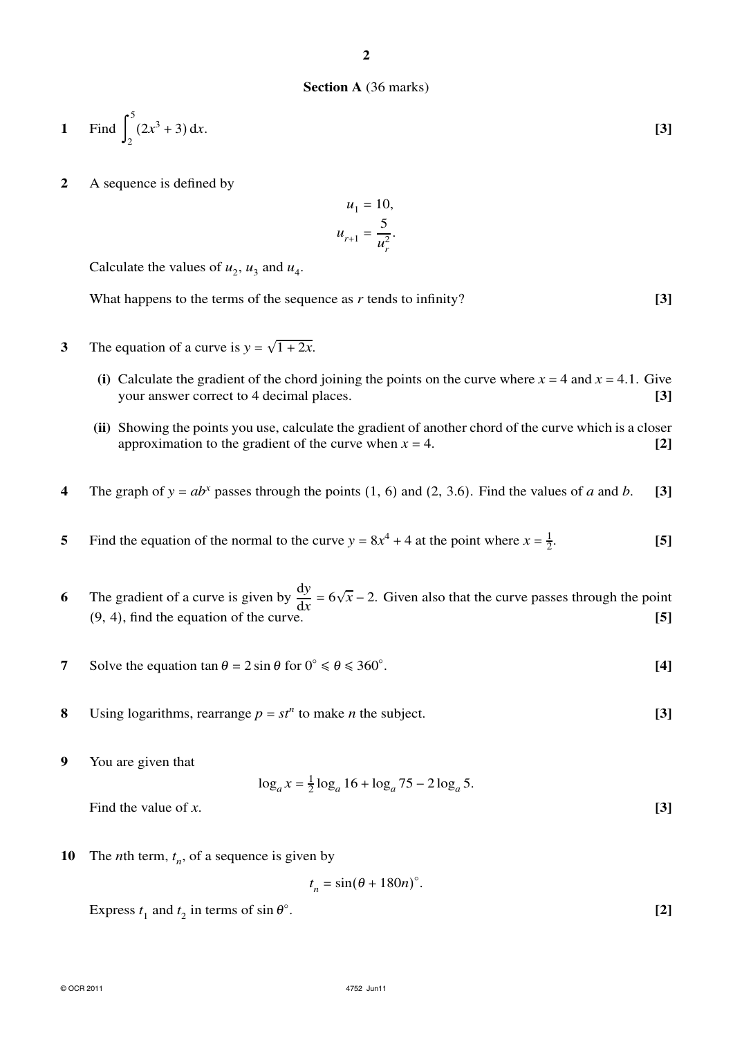## Section A (36 marks)

**1** Find $\int_2^5 (2x^3 + 3)\,dx$. **[3]**

**2** A sequence is defined by

$$u_1 = 10,$$
$$u_{r+1} = \frac{5}{u_r^2}.$$

Calculate the values of $u_2$, $u_3$ and $u_4$.

What happens to the terms of the sequence as $r$ tends to infinity? **[3]**

**3** The equation of a curve is $y = \sqrt{1 + 2x}$.

**(i)** Calculate the gradient of the chord joining the points on the curve where $x = 4$ and $x = 4.1$. Give your answer correct to 4 decimal places. **[3]**

**(ii)** Showing the points you use, calculate the gradient of another chord of the curve which is a closer approximation to the gradient of the curve when $x = 4$. **[2]**

**4** The graph of $y = ab^x$ passes through the points $(1, 6)$ and $(2, 3.6)$. Find the values of $a$ and $b$. **[3]**

**5** Find the equation of the normal to the curve $y = 8x^4 + 4$ at the point where $x = \frac{1}{2}$. **[5]**

**6** The gradient of a curve is given by $\frac{dy}{dx} = 6\sqrt{x} - 2$. Given also that the curve passes through the point $(9, 4)$, find the equation of the curve. **[5]**

**7** Solve the equation $\tan\theta = 2\sin\theta$ for $0° \leqslant \theta \leqslant 360°$. **[4]**

**8** Using logarithms, rearrange $p = st^n$ to make $n$ the subject. **[3]**

**9** You are given that

$$\log_a x = \tfrac{1}{2}\log_a 16 + \log_a 75 - 2\log_a 5.$$

Find the value of $x$. **[3]**

**10** The $n$th term, $t_n$, of a sequence is given by

$$t_n = \sin(\theta + 180n)°.$$

Express $t_1$ and $t_2$ in terms of $\sin\theta°$. **[2]**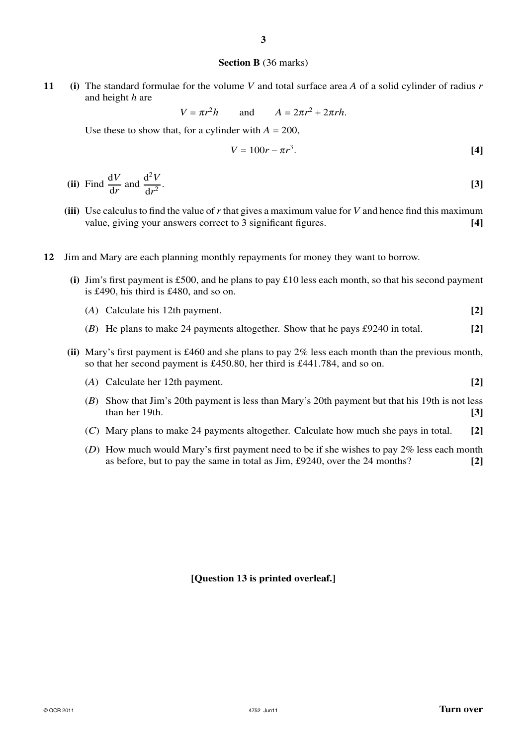## Section B (36 marks)

**11** **(i)** The standard formulae for the volume $V$ and total surface area $A$ of a solid cylinder of radius $r$ and height $h$ are

$$V = \pi r^2 h \qquad \text{and} \qquad A = 2\pi r^2 + 2\pi rh.$$

Use these to show that, for a cylinder with $A = 200$,

$$V = 100r - \pi r^3. \qquad \textbf{[4]}$$

**(ii)** Find $\dfrac{dV}{dr}$ and $\dfrac{d^2V}{dr^2}$. **[3]**

**(iii)** Use calculus to find the value of $r$ that gives a maximum value for $V$ and hence find this maximum value, giving your answers correct to 3 significant figures. **[4]**

**12** Jim and Mary are each planning monthly repayments for money they want to borrow.

**(i)** Jim's first payment is £500, and he plans to pay £10 less each month, so that his second payment is £490, his third is £480, and so on.

(*A*) Calculate his 12th payment. **[2]**

(*B*) He plans to make 24 payments altogether. Show that he pays £9240 in total. **[2]**

**(ii)** Mary's first payment is £460 and she plans to pay 2% less each month than the previous month, so that her second payment is £450.80, her third is £441.784, and so on.

(*A*) Calculate her 12th payment. **[2]**

(*B*) Show that Jim's 20th payment is less than Mary's 20th payment but that his 19th is not less than her 19th. **[3]**

(*C*) Mary plans to make 24 payments altogether. Calculate how much she pays in total. **[2]**

(*D*) How much would Mary's first payment need to be if she wishes to pay 2% less each month as before, but to pay the same in total as Jim, £9240, over the 24 months? **[2]**

**[Question 13 is printed overleaf.]**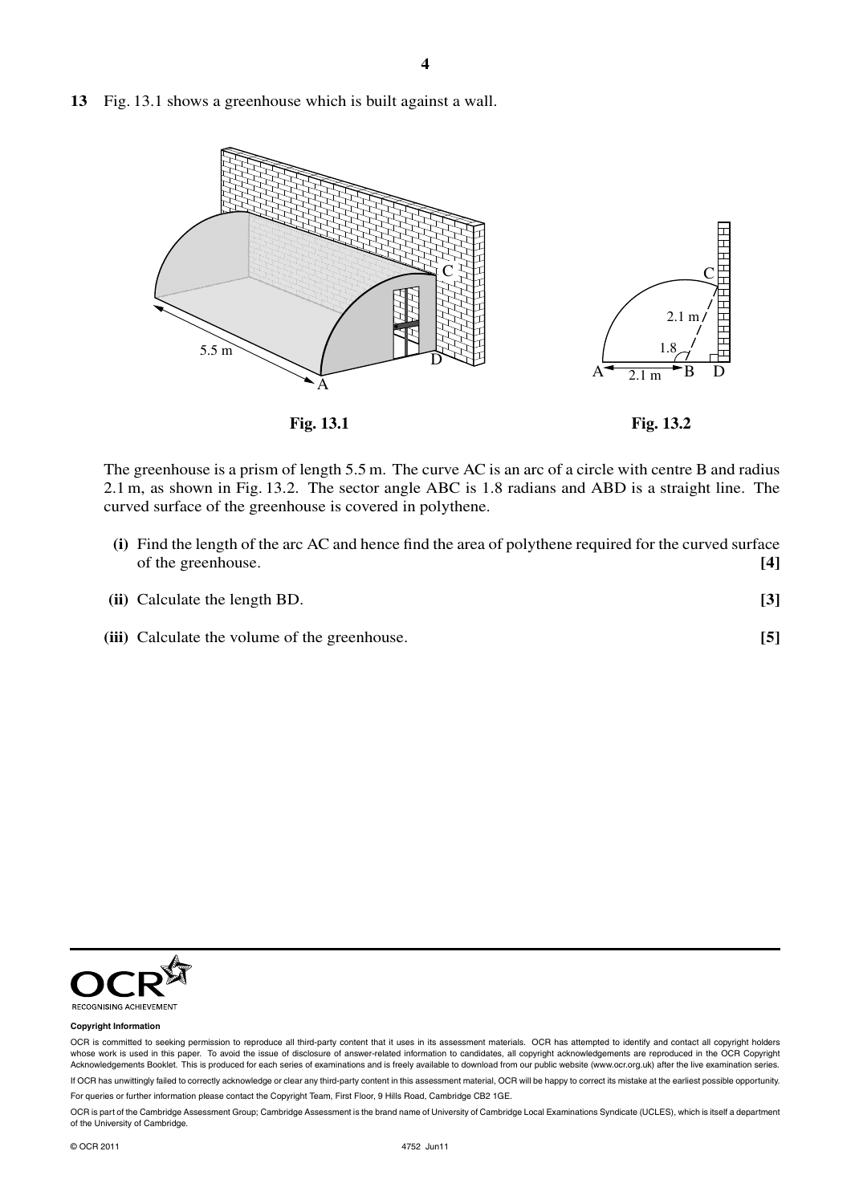**13** Fig. 13.1 shows a greenhouse which is built against a wall.

5.5 m

C

D

A

Fig. 13.1

C

2.1 m

1.8

A

2.1 m

B

D

Fig. 13.2

The greenhouse is a prism of length 5.5 m. The curve AC is an arc of a circle with centre B and radius 2.1 m, as shown in Fig. 13.2. The sector angle ABC is 1.8 radians and ABD is a straight line. The curved surface of the greenhouse is covered in polythene.

**(i)** Find the length of the arc AC and hence find the area of polythene required for the curved surface of the greenhouse. **[4]**

**(ii)** Calculate the length BD. **[3]**

**(iii)** Calculate the volume of the greenhouse. **[5]**

**Copyright Information**

OCR is committed to seeking permission to reproduce all third-party content that it uses in its assessment materials. OCR has attempted to identify and contact all copyright holders whose work is used in this paper. To avoid the issue of disclosure of answer-related information to candidates, all copyright acknowledgements are reproduced in the OCR Copyright Acknowledgements Booklet. This is produced for each series of examinations and is freely available to download from our public website (www.ocr.org.uk) after the live examination series.

If OCR has unwittingly failed to correctly acknowledge or clear any third-party content in this assessment material, OCR will be happy to correct its mistake at the earliest possible opportunity.

For queries or further information please contact the Copyright Team, First Floor, 9 Hills Road, Cambridge CB2 1GE.

OCR is part of the Cambridge Assessment Group; Cambridge Assessment is the brand name of University of Cambridge Local Examinations Syndicate (UCLES), which is itself a department of the University of Cambridge.

© OCR 2011 4752 Jun11